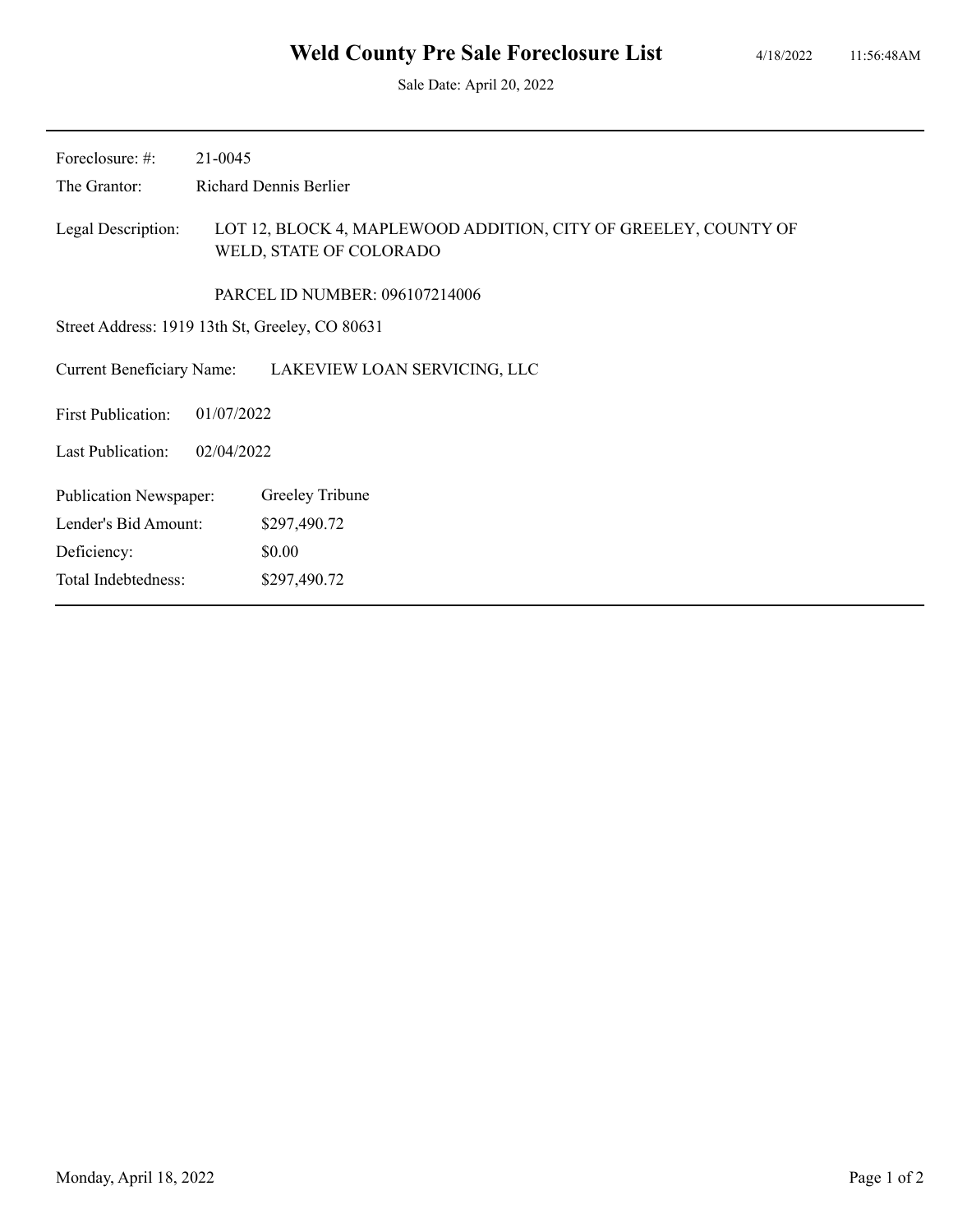# Weld County Pre Sale Foreclosure List

4/18/2022 11:56:48AM

Sale Date: April 20, 2022

---

Foreclosure: #: 21-0045

The Grantor: Richard Dennis Berlier

Legal Description: LOT 12, BLOCK 4, MAPLEWOOD ADDITION, CITY OF GREELEY, COUNTY OF WELD, STATE OF COLORADO

PARCEL ID NUMBER: 096107214006

Street Address: 1919 13th St, Greeley, CO 80631

Current Beneficiary Name: LAKEVIEW LOAN SERVICING, LLC

First Publication: 01/07/2022

Last Publication: 02/04/2022

Publication Newspaper: Greeley Tribune

Lender's Bid Amount: $297,490.72

Deficiency: $0.00

Total Indebtedness: $297,490.72

---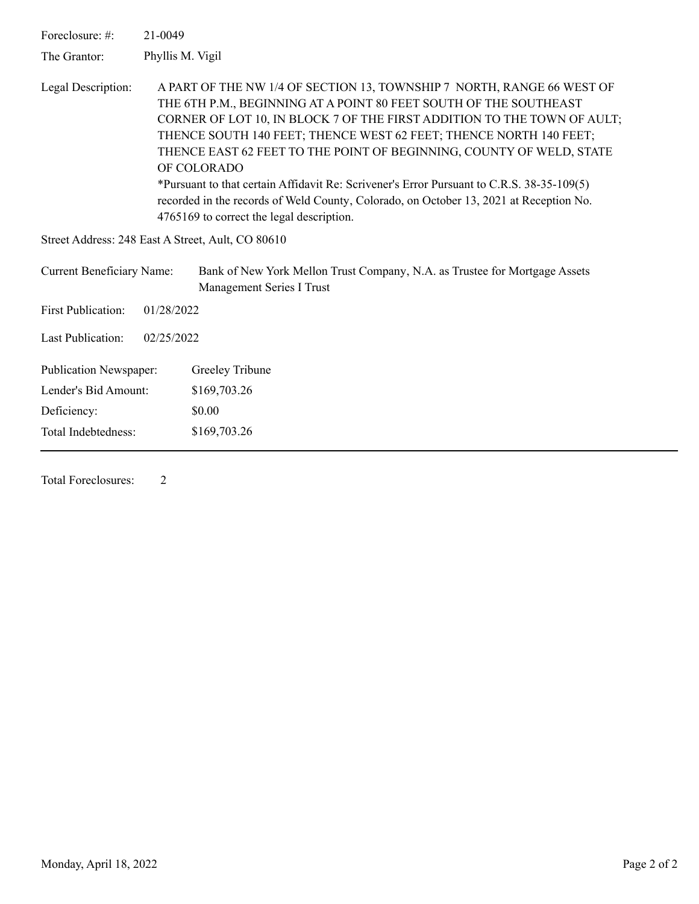Foreclosure: #: 21-0049

The Grantor: Phyllis M. Vigil

Legal Description: A PART OF THE NW 1/4 OF SECTION 13, TOWNSHIP 7 NORTH, RANGE 66 WEST OF THE 6TH P.M., BEGINNING AT A POINT 80 FEET SOUTH OF THE SOUTHEAST CORNER OF LOT 10, IN BLOCK 7 OF THE FIRST ADDITION TO THE TOWN OF AULT; THENCE SOUTH 140 FEET; THENCE WEST 62 FEET; THENCE NORTH 140 FEET; THENCE EAST 62 FEET TO THE POINT OF BEGINNING, COUNTY OF WELD, STATE OF COLORADO
*Pursuant to that certain Affidavit Re: Scrivener's Error Pursuant to C.R.S. 38-35-109(5) recorded in the records of Weld County, Colorado, on October 13, 2021 at Reception No. 4765169 to correct the legal description.

Street Address: 248 East A Street, Ault, CO 80610

Current Beneficiary Name: Bank of New York Mellon Trust Company, N.A. as Trustee for Mortgage Assets Management Series I Trust

First Publication: 01/28/2022

Last Publication: 02/25/2022

Publication Newspaper: Greeley Tribune

Lender's Bid Amount: $169,703.26

Deficiency: $0.00

Total Indebtedness: $169,703.26

---

Total Foreclosures: 2

Monday, April 18, 2022